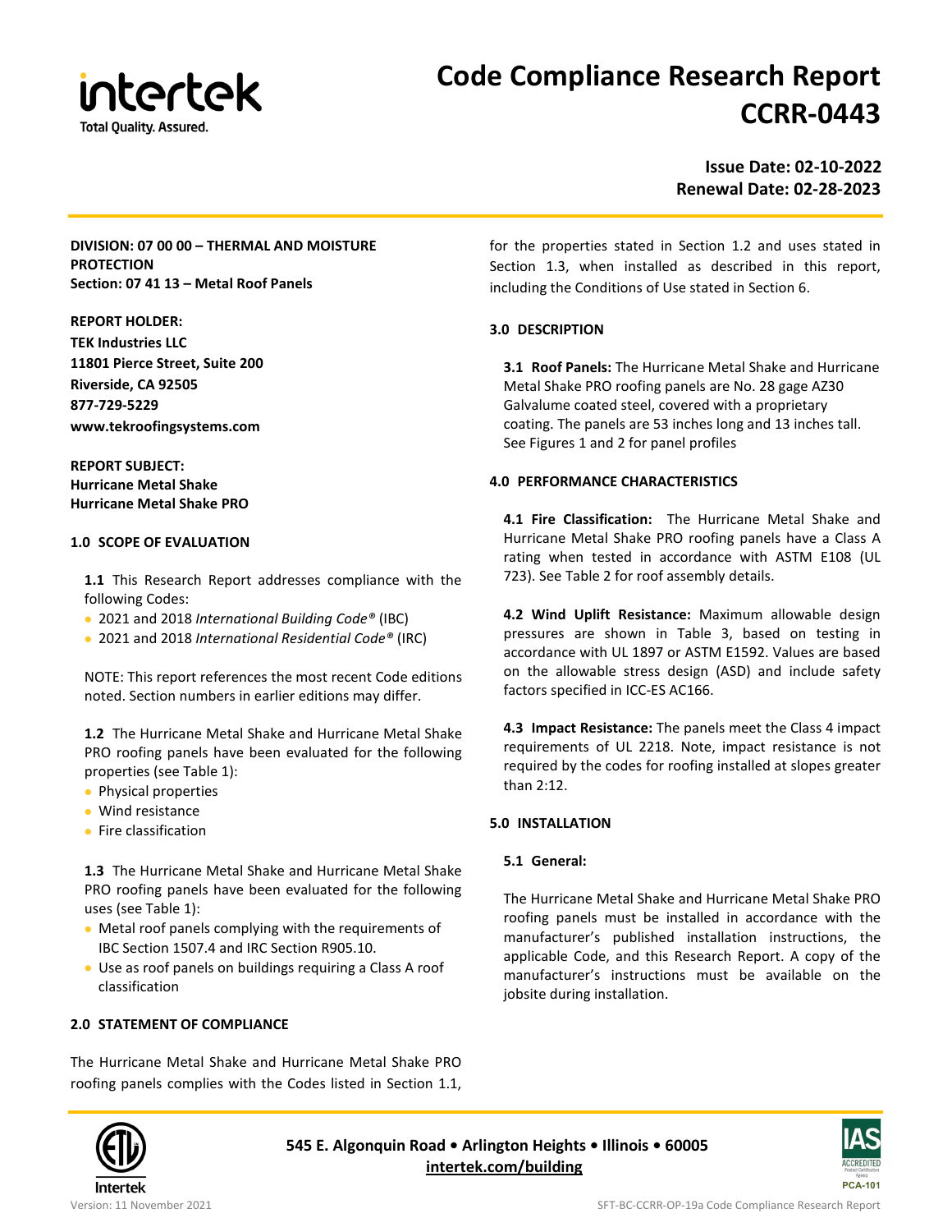# Code Compliance Research Report CCRR-0443

**Issue Date: 02-10-2022**
**Renewal Date: 02-28-2023**

**DIVISION: 07 00 00 – THERMAL AND MOISTURE PROTECTION**
**Section: 07 41 13 – Metal Roof Panels**

**REPORT HOLDER:**
**TEK Industries LLC**
**11801 Pierce Street, Suite 200**
**Riverside, CA 92505**
**877-729-5229**
**www.tekroofingsystems.com**

**REPORT SUBJECT:**
**Hurricane Metal Shake**
**Hurricane Metal Shake PRO**

## 1.0 SCOPE OF EVALUATION

**1.1** This Research Report addresses compliance with the following Codes:

- 2021 and 2018 *International Building Code®* (IBC)
- 2021 and 2018 *International Residential Code®* (IRC)

NOTE: This report references the most recent Code editions noted. Section numbers in earlier editions may differ.

**1.2** The Hurricane Metal Shake and Hurricane Metal Shake PRO roofing panels have been evaluated for the following properties (see Table 1):

- Physical properties
- Wind resistance
- Fire classification

**1.3** The Hurricane Metal Shake and Hurricane Metal Shake PRO roofing panels have been evaluated for the following uses (see Table 1):

- Metal roof panels complying with the requirements of IBC Section 1507.4 and IRC Section R905.10.
- Use as roof panels on buildings requiring a Class A roof classification

## 2.0 STATEMENT OF COMPLIANCE

The Hurricane Metal Shake and Hurricane Metal Shake PRO roofing panels complies with the Codes listed in Section 1.1, for the properties stated in Section 1.2 and uses stated in Section 1.3, when installed as described in this report, including the Conditions of Use stated in Section 6.

## 3.0 DESCRIPTION

**3.1 Roof Panels:** The Hurricane Metal Shake and Hurricane Metal Shake PRO roofing panels are No. 28 gage AZ30 Galvalume coated steel, covered with a proprietary coating. The panels are 53 inches long and 13 inches tall. See Figures 1 and 2 for panel profiles

## 4.0 PERFORMANCE CHARACTERISTICS

**4.1 Fire Classification:** The Hurricane Metal Shake and Hurricane Metal Shake PRO roofing panels have a Class A rating when tested in accordance with ASTM E108 (UL 723). See Table 2 for roof assembly details.

**4.2 Wind Uplift Resistance:** Maximum allowable design pressures are shown in Table 3, based on testing in accordance with UL 1897 or ASTM E1592. Values are based on the allowable stress design (ASD) and include safety factors specified in ICC-ES AC166.

**4.3 Impact Resistance:** The panels meet the Class 4 impact requirements of UL 2218. Note, impact resistance is not required by the codes for roofing installed at slopes greater than 2:12.

## 5.0 INSTALLATION

### 5.1 General:

The Hurricane Metal Shake and Hurricane Metal Shake PRO roofing panels must be installed in accordance with the manufacturer's published installation instructions, the applicable Code, and this Research Report. A copy of the manufacturer's instructions must be available on the jobsite during installation.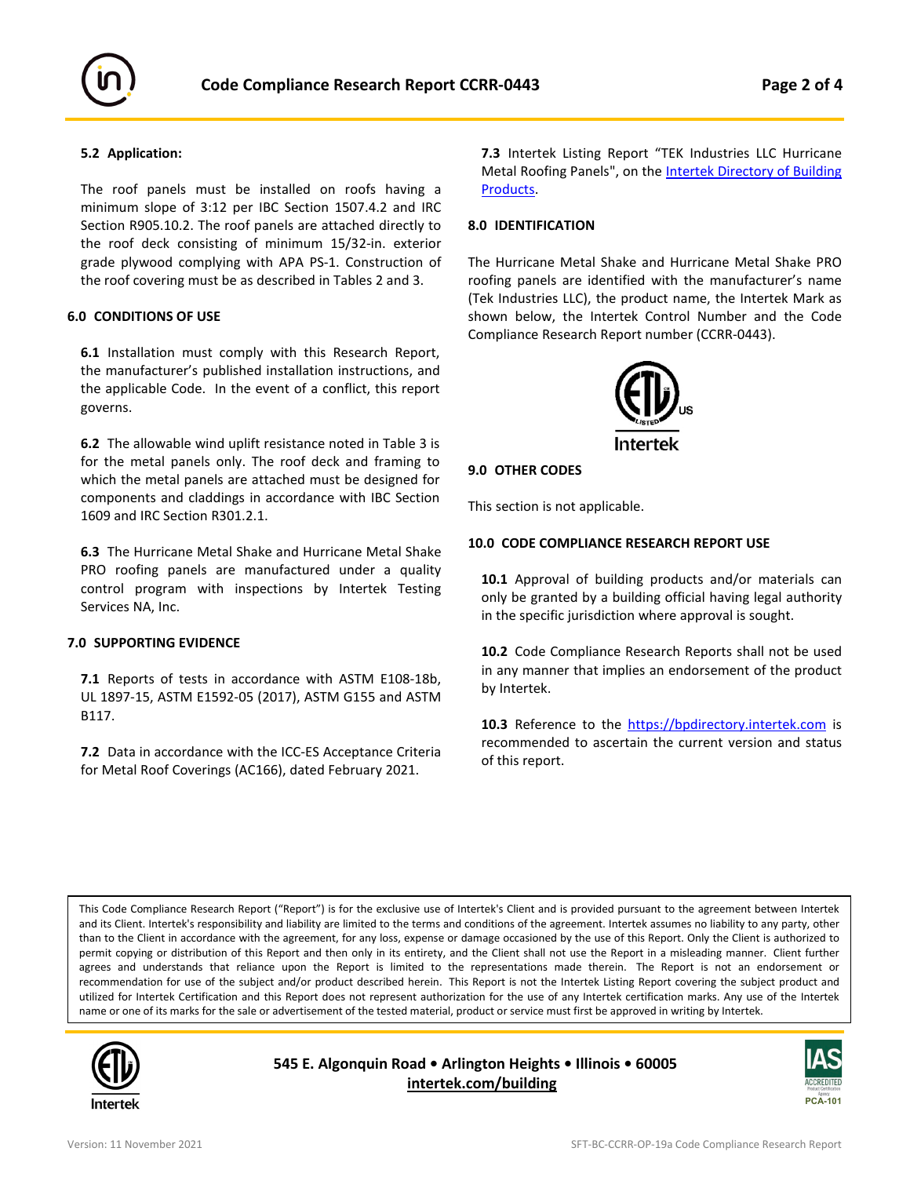### 5.2 Application:

The roof panels must be installed on roofs having a minimum slope of 3:12 per IBC Section 1507.4.2 and IRC Section R905.10.2. The roof panels are attached directly to the roof deck consisting of minimum 15/32-in. exterior grade plywood complying with APA PS-1. Construction of the roof covering must be as described in Tables 2 and 3.

## 6.0 CONDITIONS OF USE

**6.1** Installation must comply with this Research Report, the manufacturer's published installation instructions, and the applicable Code. In the event of a conflict, this report governs.

**6.2** The allowable wind uplift resistance noted in Table 3 is for the metal panels only. The roof deck and framing to which the metal panels are attached must be designed for components and claddings in accordance with IBC Section 1609 and IRC Section R301.2.1.

**6.3** The Hurricane Metal Shake and Hurricane Metal Shake PRO roofing panels are manufactured under a quality control program with inspections by Intertek Testing Services NA, Inc.

## 7.0 SUPPORTING EVIDENCE

**7.1** Reports of tests in accordance with ASTM E108-18b, UL 1897-15, ASTM E1592-05 (2017), ASTM G155 and ASTM B117.

**7.2** Data in accordance with the ICC-ES Acceptance Criteria for Metal Roof Coverings (AC166), dated February 2021.

**7.3** Intertek Listing Report "TEK Industries LLC Hurricane Metal Roofing Panels", on the [Intertek Directory of Building Products](https://bpdirectory.intertek.com).

## 8.0 IDENTIFICATION

The Hurricane Metal Shake and Hurricane Metal Shake PRO roofing panels are identified with the manufacturer's name (Tek Industries LLC), the product name, the Intertek Mark as shown below, the Intertek Control Number and the Code Compliance Research Report number (CCRR-0443).

## 9.0 OTHER CODES

This section is not applicable.

## 10.0 CODE COMPLIANCE RESEARCH REPORT USE

**10.1** Approval of building products and/or materials can only be granted by a building official having legal authority in the specific jurisdiction where approval is sought.

**10.2** Code Compliance Research Reports shall not be used in any manner that implies an endorsement of the product by Intertek.

**10.3** Reference to the https://bpdirectory.intertek.com is recommended to ascertain the current version and status of this report.

This Code Compliance Research Report ("Report") is for the exclusive use of Intertek's Client and is provided pursuant to the agreement between Intertek and its Client. Intertek's responsibility and liability are limited to the terms and conditions of the agreement. Intertek assumes no liability to any party, other than to the Client in accordance with the agreement, for any loss, expense or damage occasioned by the use of this Report. Only the Client is authorized to permit copying or distribution of this Report and then only in its entirety, and the Client shall not use the Report in a misleading manner. Client further agrees and understands that reliance upon the Report is limited to the representations made therein. The Report is not an endorsement or recommendation for use of the subject and/or product described herein. This Report is not the Intertek Listing Report covering the subject product and utilized for Intertek Certification and this Report does not represent authorization for the use of any Intertek certification marks. Any use of the Intertek name or one of its marks for the sale or advertisement of the tested material, product or service must first be approved in writing by Intertek.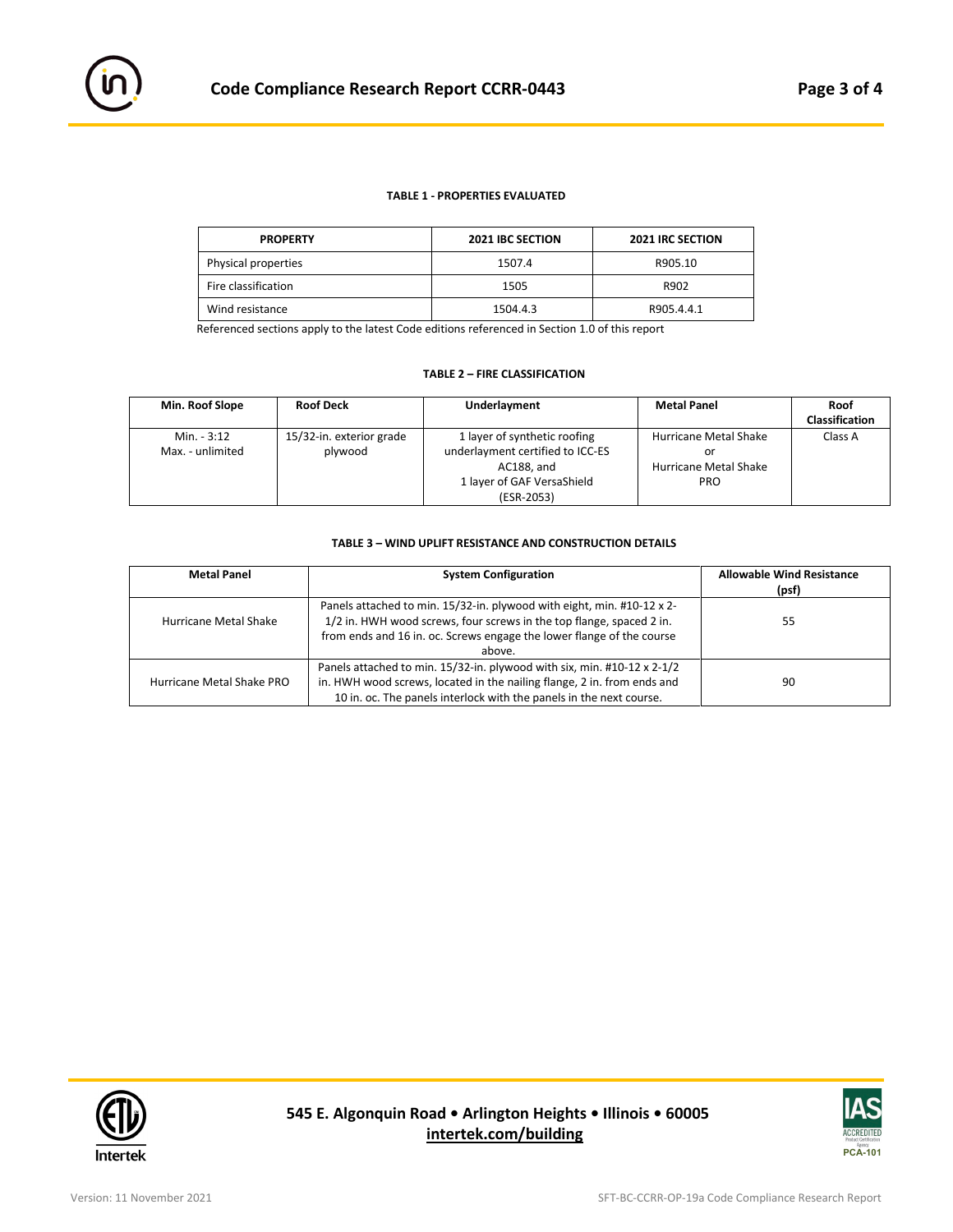**TABLE 1 - PROPERTIES EVALUATED**

| PROPERTY | 2021 IBC SECTION | 2021 IRC SECTION |
|---|---|---|
| Physical properties | 1507.4 | R905.10 |
| Fire classification | 1505 | R902 |
| Wind resistance | 1504.4.3 | R905.4.4.1 |

Referenced sections apply to the latest Code editions referenced in Section 1.0 of this report

**TABLE 2 – FIRE CLASSIFICATION**

| Min. Roof Slope | Roof Deck | Underlayment | Metal Panel | Roof Classification |
|---|---|---|---|---|
| Min. - 3:12<br>Max. - unlimited | 15/32-in. exterior grade plywood | 1 layer of synthetic roofing underlayment certified to ICC-ES AC188, and<br>1 layer of GAF VersaShield (ESR-2053) | Hurricane Metal Shake<br>or<br>Hurricane Metal Shake PRO | Class A |

**TABLE 3 – WIND UPLIFT RESISTANCE AND CONSTRUCTION DETAILS**

| Metal Panel | System Configuration | Allowable Wind Resistance (psf) |
|---|---|---|
| Hurricane Metal Shake | Panels attached to min. 15/32-in. plywood with eight, min. #10-12 x 2-1/2 in. HWH wood screws, four screws in the top flange, spaced 2 in. from ends and 16 in. oc. Screws engage the lower flange of the course above. | 55 |
| Hurricane Metal Shake PRO | Panels attached to min. 15/32-in. plywood with six, min. #10-12 x 2-1/2 in. HWH wood screws, located in the nailing flange, 2 in. from ends and 10 in. oc. The panels interlock with the panels in the next course. | 90 |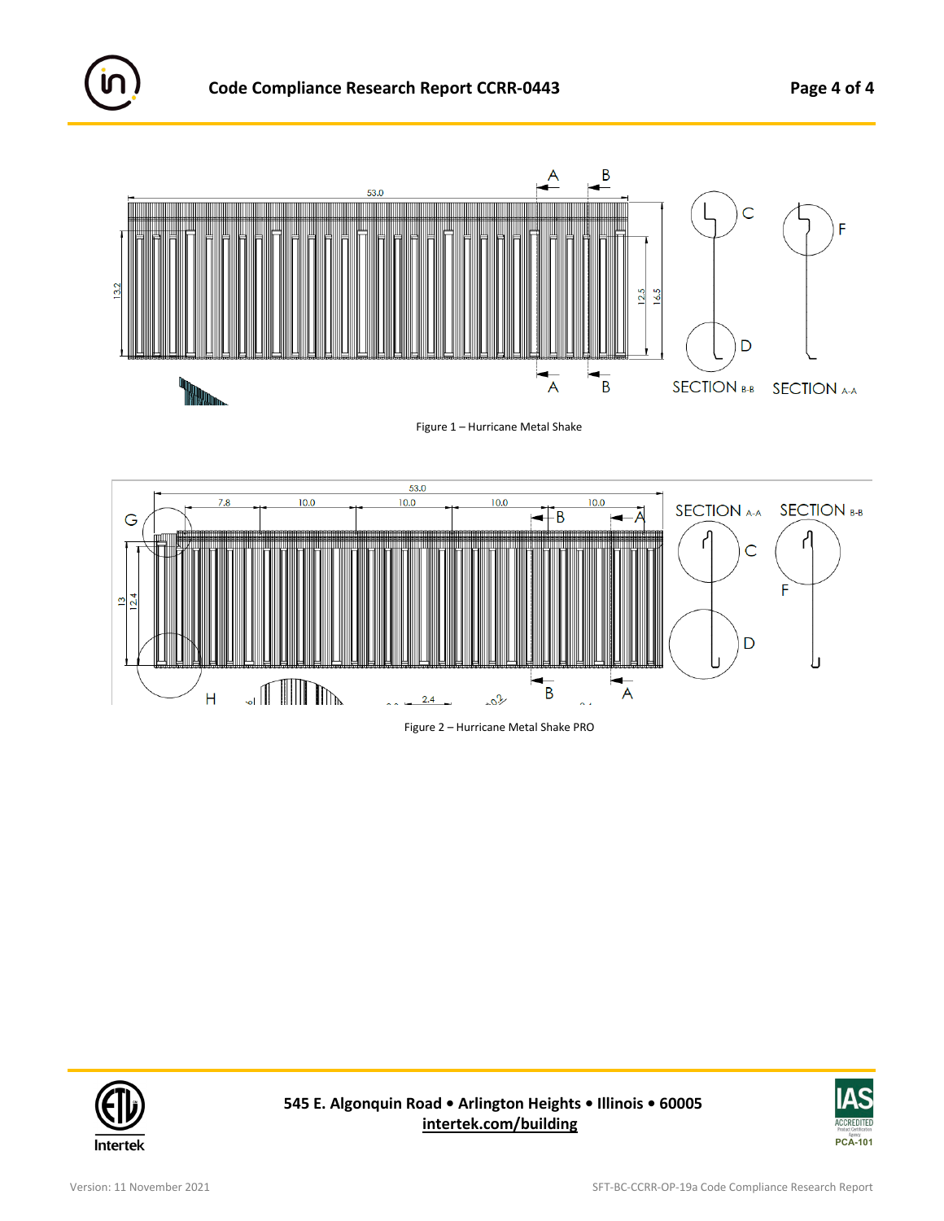53.0

A B

13.2 12.5 16.5

C F D

SECTION B-B SECTION A-A

Figure 1 – Hurricane Metal Shake

53.0

7.8 10.0 10.0 10.0 10.0

G B A

13 12.4

SECTION A-A SECTION B-B

C F D

H 2.4 B A

Figure 2 – Hurricane Metal Shake PRO